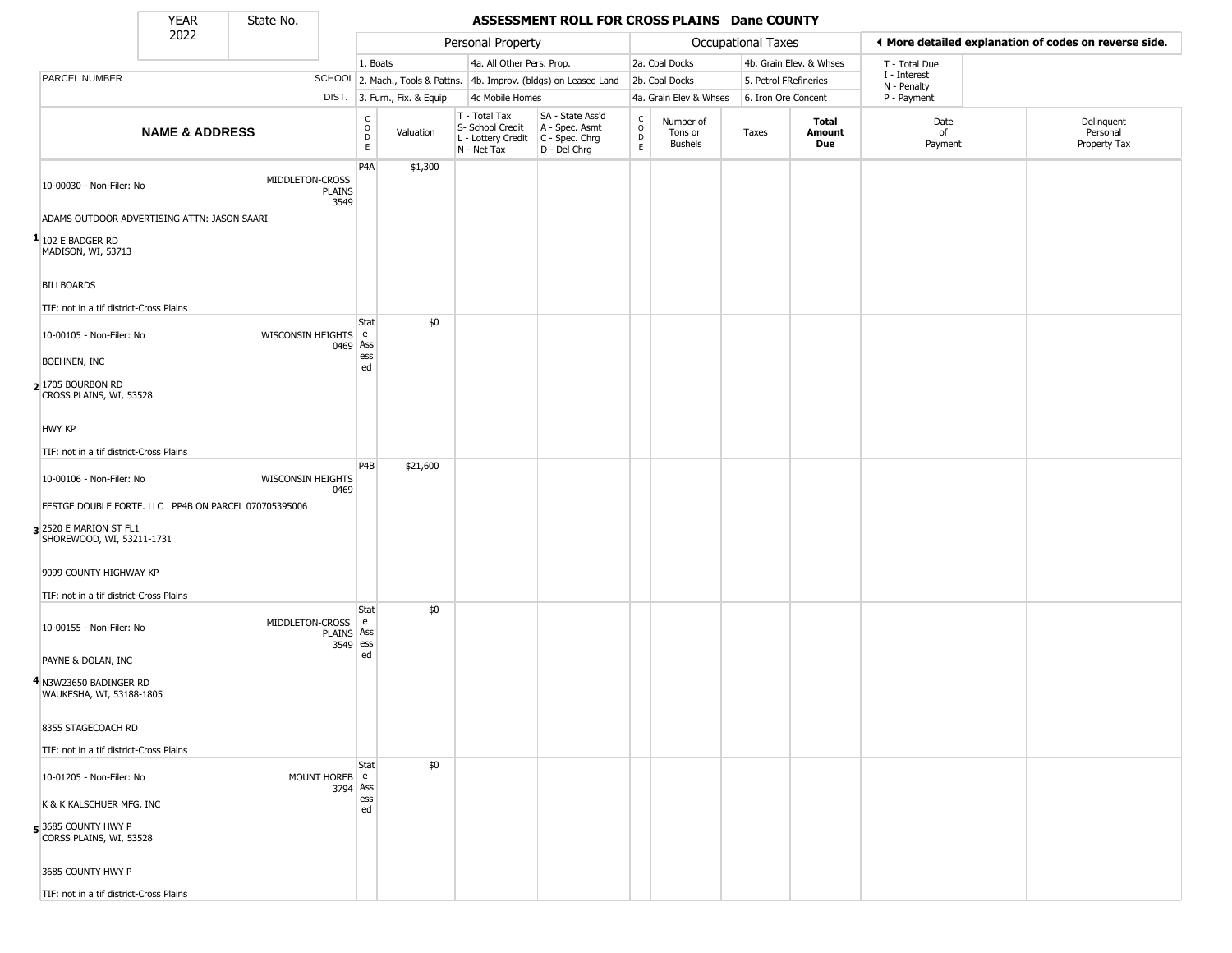| YEAR | State No. |
|---|---|
| 2022 | |

# ASSESSMENT ROLL FOR CROSS PLAINS Dane COUNTY

| PARCEL NUMBER / NAME & ADDRESS | SCHOOL DIST. | Personal Property | | | | Occupational Taxes | | | | ◀ More detailed explanation of codes on reverse side. | |
|---|---|---|---|---|---|---|---|---|---|---|---|
| | | 1. Boats<br>2. Mach., Tools & Pattns.<br>3. Furn., Fix. & Equip | | 4a. All Other Pers. Prop.<br>4b. Improv. (bldgs) on Leased Land<br>4c Mobile Homes | | 2a. Coal Docks<br>2b. Coal Docks<br>4a. Grain Elev & Whses | | 4b. Grain Elev. & Whses<br>5. Petrol FRefineries<br>6. Iron Ore Concent | | T - Total Due<br>I - Interest<br>N - Penalty<br>P - Payment | |
| | | CODE | Valuation | T - Total Tax<br>S- School Credit<br>L - Lottery Credit<br>N - Net Tax | SA - State Ass'd<br>A - Spec. Asmt<br>C - Spec. Chrg<br>D - Del Chrg | CODE | Number of Tons or Bushels | Taxes | Total Amount Due | Date of Payment | Delinquent Personal Property Tax |
| **1** 10-00030 - Non-Filer: No<br>ADAMS OUTDOOR ADVERTISING ATTN: JASON SAARI<br>102 E BADGER RD<br>MADISON, WI, 53713<br>BILLBOARDS<br>TIF: not in a tif district-Cross Plains | MIDDLETON-CROSS PLAINS 3549 | P4A | $1,300 | | | | | | | | |
| **2** 10-00105 - Non-Filer: No<br>BOEHNEN, INC<br>1705 BOURBON RD<br>CROSS PLAINS, WI, 53528<br>HWY KP<br>TIF: not in a tif district-Cross Plains | WISCONSIN HEIGHTS 0469 | State Assessed | $0 | | | | | | | | |
| **3** 10-00106 - Non-Filer: No<br>FESTGE DOUBLE FORTE. LLC PP4B ON PARCEL 070705395006<br>2520 E MARION ST FL1<br>SHOREWOOD, WI, 53211-1731<br>9099 COUNTY HIGHWAY KP<br>TIF: not in a tif district-Cross Plains | WISCONSIN HEIGHTS 0469 | P4B | $21,600 | | | | | | | | |
| **4** 10-00155 - Non-Filer: No<br>PAYNE & DOLAN, INC<br>N3W23650 BADINGER RD<br>WAUKESHA, WI, 53188-1805<br>8355 STAGECOACH RD<br>TIF: not in a tif district-Cross Plains | MIDDLETON-CROSS PLAINS 3549 | State Assessed | $0 | | | | | | | | |
| **5** 10-01205 - Non-Filer: No<br>K & K KALSCHUER MFG, INC<br>3685 COUNTY HWY P<br>CORSS PLAINS, WI, 53528<br>3685 COUNTY HWY P<br>TIF: not in a tif district-Cross Plains | MOUNT HOREB 3794 | State Assessed | $0 | | | | | | | | |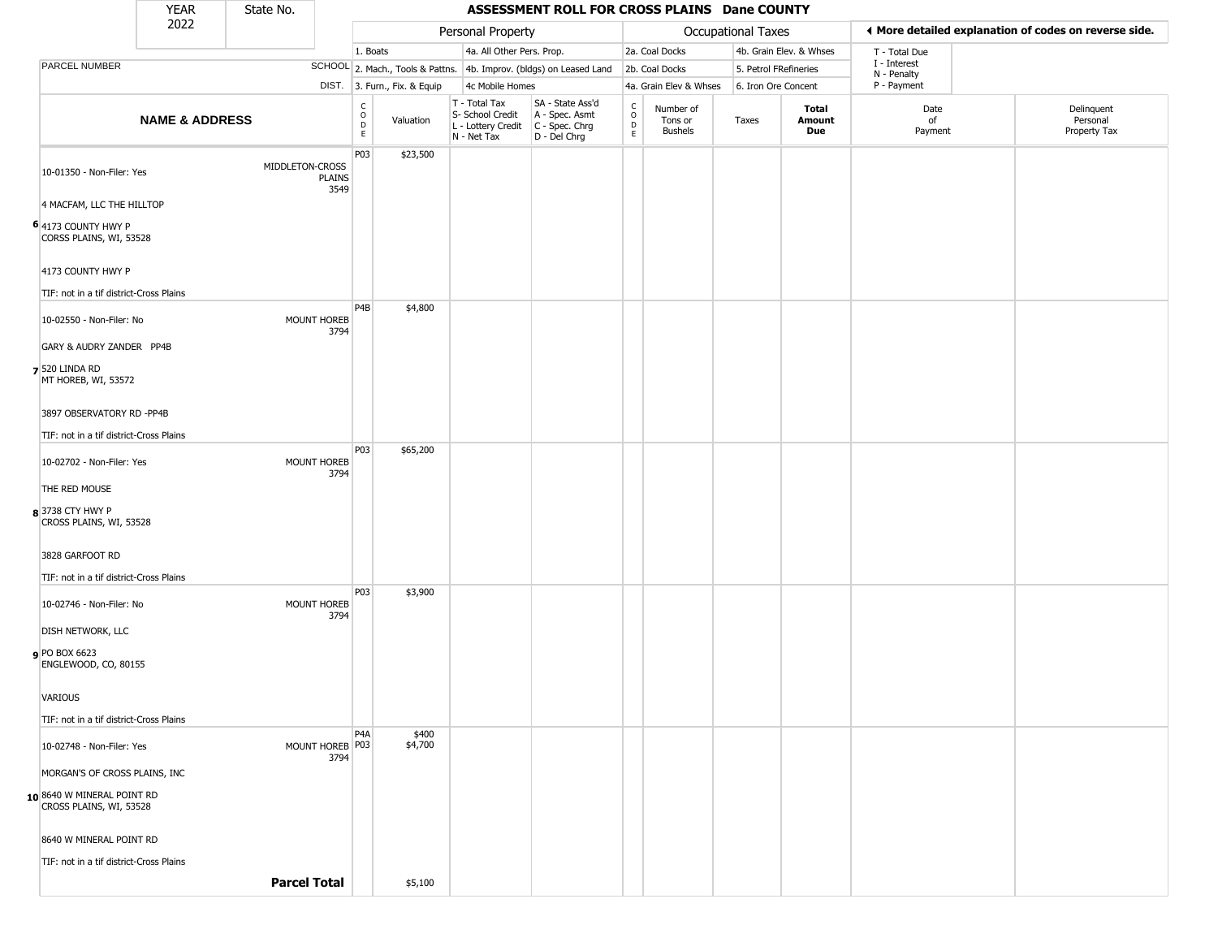| YEAR 2022 | State No. | ASSESSMENT ROLL FOR CROSS PLAINS Dane COUNTY |
|---|---|---|

| | | Personal Property | | | | Occupational Taxes | | | | ◄ More detailed explanation of codes on reverse side. | |
|---|---|---|---|---|---|---|---|---|---|---|---|
| PARCEL NUMBER | SCHOOL DIST. | 1. Boats 2. Mach., Tools & Pattns. 3. Furn., Fix. & Equip | | 4a. All Other Pers. Prop. 4b. Improv. (bldgs) on Leased Land 4c Mobile Homes | | 2a. Coal Docks 2b. Coal Docks 4a. Grain Elev & Whses | | 4b. Grain Elev. & Whses 5. Petrol FRefineries 6. Iron Ore Concent | | T - Total Due I - Interest N - Penalty P - Payment | |
| **NAME & ADDRESS** | | CODE | Valuation | T - Total Tax S- School Credit L - Lottery Credit N - Net Tax | SA - State Ass'd A - Spec. Asmt C - Spec. Chrg D - Del Chrg | CODE | Number of Tons or Bushels | Taxes | **Total Amount Due** | Date of Payment | Delinquent Personal Property Tax |
| 6 10-01350 - Non-Filer: Yes<br>4 MACFAM, LLC THE HILLTOP<br>4173 COUNTY HWY P<br>CORSS PLAINS, WI, 53528<br>4173 COUNTY HWY P<br>TIF: not in a tif district-Cross Plains | MIDDLETON-CROSS PLAINS 3549 | P03 | $23,500 | | | | | | | | |
| 7 10-02550 - Non-Filer: No<br>GARY & AUDRY ZANDER PP4B<br>520 LINDA RD<br>MT HOREB, WI, 53572<br>3897 OBSERVATORY RD -PP4B<br>TIF: not in a tif district-Cross Plains | MOUNT HOREB 3794 | P4B | $4,800 | | | | | | | | |
| 8 10-02702 - Non-Filer: Yes<br>THE RED MOUSE<br>3738 CTY HWY P<br>CROSS PLAINS, WI, 53528<br>3828 GARFOOT RD<br>TIF: not in a tif district-Cross Plains | MOUNT HOREB 3794 | P03 | $65,200 | | | | | | | | |
| 9 10-02746 - Non-Filer: No<br>DISH NETWORK, LLC<br>PO BOX 6623<br>ENGLEWOOD, CO, 80155<br>VARIOUS<br>TIF: not in a tif district-Cross Plains | MOUNT HOREB 3794 | P03 | $3,900 | | | | | | | | |
| 10 10-02748 - Non-Filer: Yes<br>MORGAN'S OF CROSS PLAINS, INC<br>8640 W MINERAL POINT RD<br>CROSS PLAINS, WI, 53528<br>8640 W MINERAL POINT RD<br>TIF: not in a tif district-Cross Plains | MOUNT HOREB 3794 | P4A<br>P03 | $400<br>$4,700 | | | | | | | | |
| | **Parcel Total** | | $5,100 | | | | | | | | |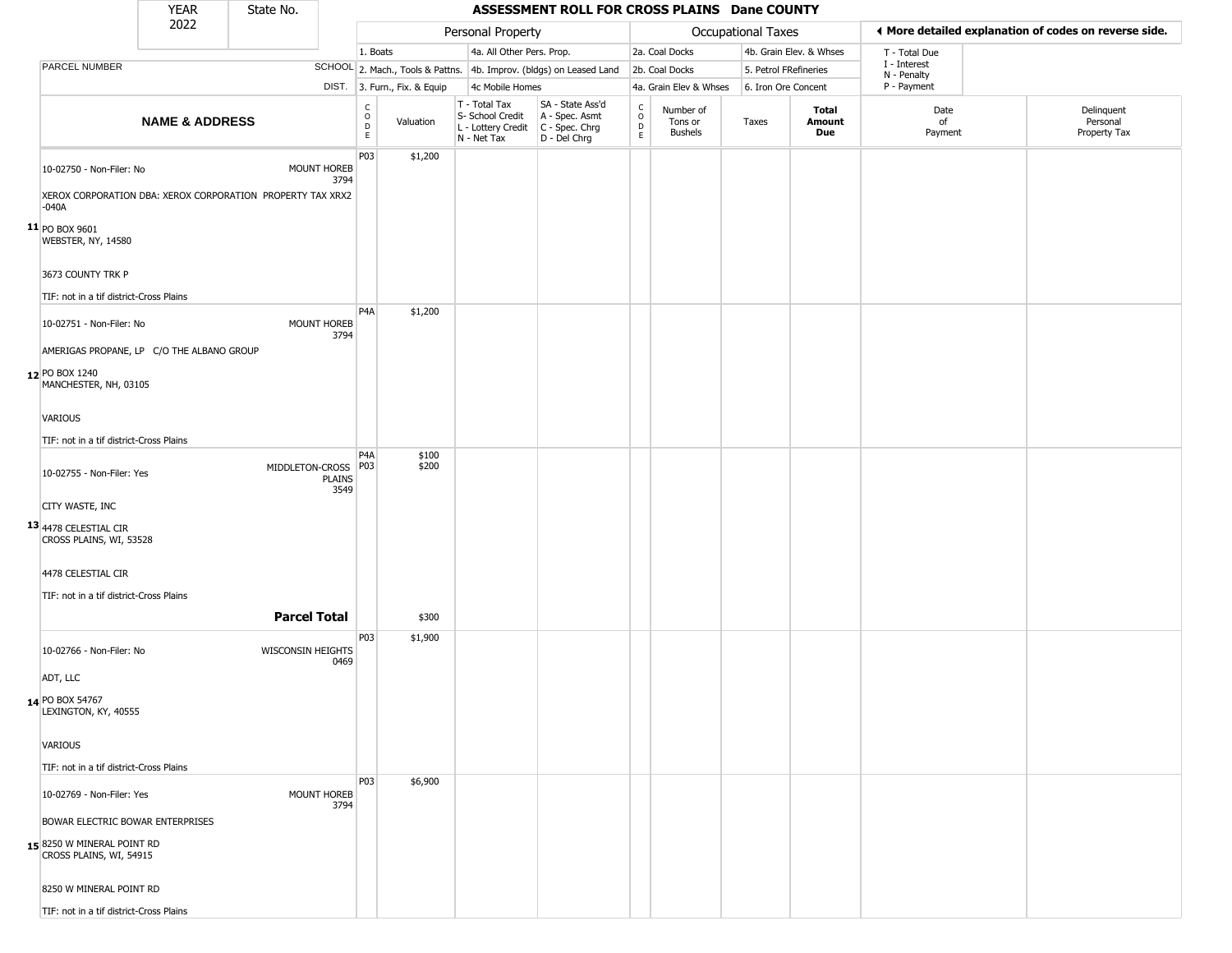| YEAR 2022 | State No. |
|---|---|

## ASSESSMENT ROLL FOR CROSS PLAINS Dane COUNTY

| | Personal Property | | | | Occupational Taxes | | | | ◄ More detailed explanation of codes on reverse side. | |
|---|---|---|---|---|---|---|---|---|---|---|
| PARCEL NUMBER SCHOOL DIST. | 1. Boats<br>2. Mach., Tools & Pattns.<br>3. Furn., Fix. & Equip | | 4a. All Other Pers. Prop.<br>4b. Improv. (bldgs) on Leased Land<br>4c Mobile Homes | | 2a. Coal Docks<br>2b. Coal Docks<br>4a. Grain Elev & Whses | | 4b. Grain Elev. & Whses<br>5. Petrol FRefineries<br>6. Iron Ore Concent | | T - Total Due<br>I - Interest<br>N - Penalty<br>P - Payment | |

| | NAME & ADDRESS | CODE | Valuation | T - Total Tax<br>S- School Credit<br>L - Lottery Credit<br>N - Net Tax | SA - State Ass'd<br>A - Spec. Asmt<br>C - Spec. Chrg<br>D - Del Chrg | CODE | Number of Tons or Bushels | Taxes | Total Amount Due | Date of Payment | Delinquent Personal Property Tax |
|---|---|---|---|---|---|---|---|---|---|---|---|
| 11 | 10-02750 - Non-Filer: No MOUNT HOREB 3794<br>XEROX CORPORATION DBA: XEROX CORPORATION PROPERTY TAX XRX2-040A<br>PO BOX 9601<br>WEBSTER, NY, 14580<br>3673 COUNTY TRK P<br>TIF: not in a tif district-Cross Plains | P03 | $1,200 | | | | | | | | |
| 12 | 10-02751 - Non-Filer: No MOUNT HOREB 3794<br>AMERIGAS PROPANE, LP C/O THE ALBANO GROUP<br>PO BOX 1240<br>MANCHESTER, NH, 03105<br>VARIOUS<br>TIF: not in a tif district-Cross Plains | P4A | $1,200 | | | | | | | | |
| 13 | 10-02755 - Non-Filer: Yes MIDDLETON-CROSS PLAINS 3549<br>CITY WASTE, INC<br>4478 CELESTIAL CIR<br>CROSS PLAINS, WI, 53528<br>4478 CELESTIAL CIR<br>TIF: not in a tif district-Cross Plains | P4A<br>P03 | $100<br>$200 | | | | | | | | |
| | **Parcel Total** | | $300 | | | | | | | | |
| 14 | 10-02766 - Non-Filer: No WISCONSIN HEIGHTS 0469<br>ADT, LLC<br>PO BOX 54767<br>LEXINGTON, KY, 40555<br>VARIOUS<br>TIF: not in a tif district-Cross Plains | P03 | $1,900 | | | | | | | | |
| 15 | 10-02769 - Non-Filer: Yes MOUNT HOREB 3794<br>BOWAR ELECTRIC BOWAR ENTERPRISES<br>8250 W MINERAL POINT RD<br>CROSS PLAINS, WI, 54915<br>8250 W MINERAL POINT RD<br>TIF: not in a tif district-Cross Plains | P03 | $6,900 | | | | | | | | |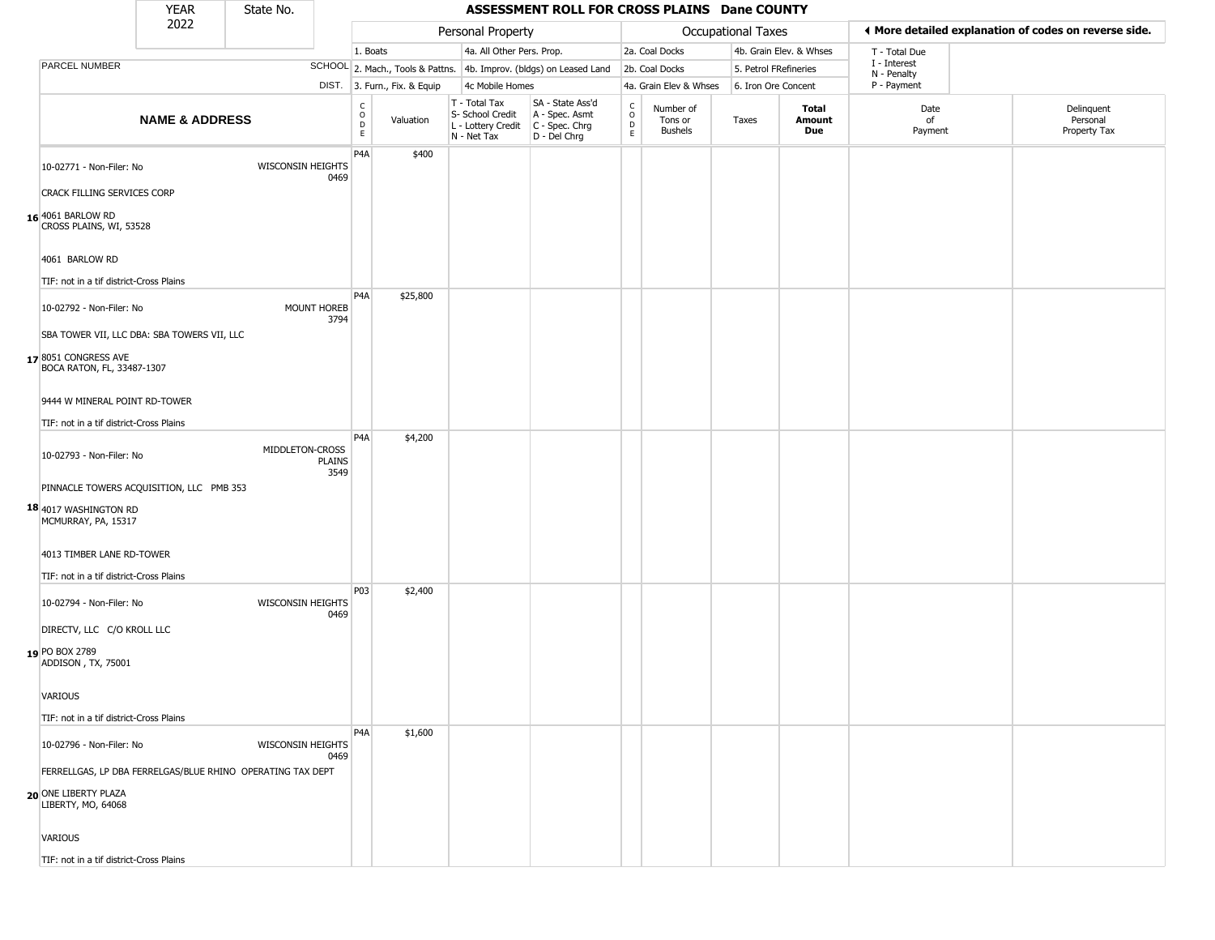| YEAR 2022 | State No. | ASSESSMENT ROLL FOR CROSS PLAINS Dane COUNTY |
|---|---|---|

| PARCEL NUMBER | SCHOOL DIST. | Personal Property: 1. Boats; 2. Mach., Tools & Pattns.; 3. Furn., Fix. & Equip; 4a. All Other Pers. Prop.; 4b. Improv. (bldgs) on Leased Land; 4c Mobile Homes | Occupational Taxes: 2a. Coal Docks; 2b. Coal Docks; 4a. Grain Elev & Whses; 4b. Grain Elev. & Whses; 5. Petrol FRefineries; 6. Iron Ore Concent | ◀ More detailed explanation of codes on reverse side. T - Total Due; I - Interest; N - Penalty; P - Payment |
|---|---|---|---|---|

| | NAME & ADDRESS | | CODE | Valuation | T - Total Tax / S- School Credit / L - Lottery Credit / N - Net Tax | SA - State Ass'd / A - Spec. Asmt / C - Spec. Chrg / D - Del Chrg | CODE | Number of Tons or Bushels | Taxes | Total Amount Due | Date of Payment | Delinquent Personal Property Tax |
|---|---|---|---|---|---|---|---|---|---|---|---|---|
| 16 | 10-02771 - Non-Filer: No<br>CRACK FILLING SERVICES CORP<br>4061 BARLOW RD<br>CROSS PLAINS, WI, 53528<br>4061 BARLOW RD<br>TIF: not in a tif district-Cross Plains | WISCONSIN HEIGHTS 0469 | P4A | $400 | | | | | | | | |
| 17 | 10-02792 - Non-Filer: No<br>SBA TOWER VII, LLC DBA: SBA TOWERS VII, LLC<br>8051 CONGRESS AVE<br>BOCA RATON, FL, 33487-1307<br>9444 W MINERAL POINT RD-TOWER<br>TIF: not in a tif district-Cross Plains | MOUNT HOREB 3794 | P4A | $25,800 | | | | | | | | |
| 18 | 10-02793 - Non-Filer: No<br>PINNACLE TOWERS ACQUISITION, LLC PMB 353<br>4017 WASHINGTON RD<br>MCMURRAY, PA, 15317<br>4013 TIMBER LANE RD-TOWER<br>TIF: not in a tif district-Cross Plains | MIDDLETON-CROSS PLAINS 3549 | P4A | $4,200 | | | | | | | | |
| 19 | 10-02794 - Non-Filer: No<br>DIRECTV, LLC C/O KROLL LLC<br>PO BOX 2789<br>ADDISON , TX, 75001<br>VARIOUS<br>TIF: not in a tif district-Cross Plains | WISCONSIN HEIGHTS 0469 | P03 | $2,400 | | | | | | | | |
| 20 | 10-02796 - Non-Filer: No<br>FERRELLGAS, LP DBA FERRELGAS/BLUE RHINO OPERATING TAX DEPT<br>ONE LIBERTY PLAZA<br>LIBERTY, MO, 64068<br>VARIOUS<br>TIF: not in a tif district-Cross Plains | WISCONSIN HEIGHTS 0469 | P4A | $1,600 | | | | | | | | |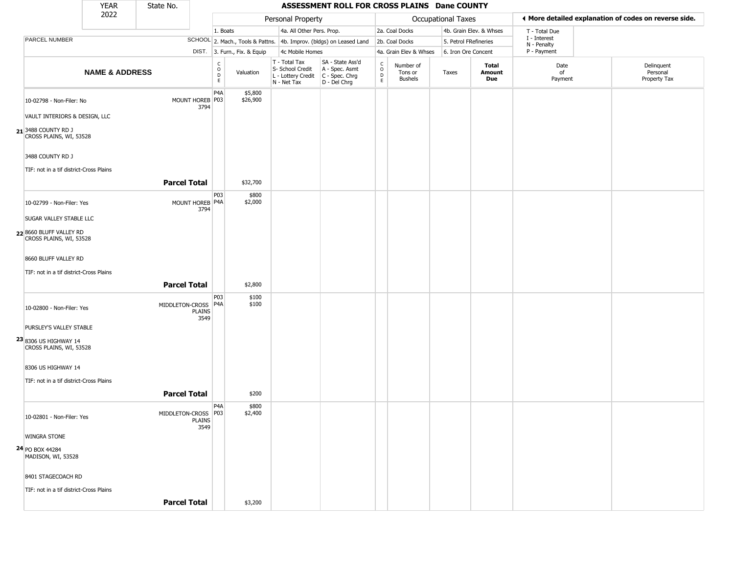| YEAR | State No. |
|---|---|
| 2022 | |

# ASSESSMENT ROLL FOR CROSS PLAINS Dane COUNTY

| | | Personal Property | | | | Occupational Taxes | | | | ◀ More detailed explanation of codes on reverse side. | |
|---|---|---|---|---|---|---|---|---|---|---|---|
| | | 1. Boats | | 4a. All Other Pers. Prop. | | 2a. Coal Docks | | 4b. Grain Elev. & Whses | | T - Total Due | |
| PARCEL NUMBER | SCHOOL | 2. Mach., Tools & Pattns. | | 4b. Improv. (bldgs) on Leased Land | | 2b. Coal Docks | | 5. Petrol FRefineries | | I - Interest<br>N - Penalty | |
| | DIST. | 3. Furn., Fix. & Equip | | 4c Mobile Homes | | 4a. Grain Elev & Whses | | 6. Iron Ore Concent | | P - Payment | |

| NAME & ADDRESS | | CODE | Valuation | T - Total Tax<br>S- School Credit<br>L - Lottery Credit<br>N - Net Tax | SA - State Ass'd<br>A - Spec. Asmt<br>C - Spec. Chrg<br>D - Del Chrg | CODE | Number of Tons or Bushels | Taxes | Total Amount Due | Date of Payment | Delinquent Personal Property Tax |
|---|---|---|---|---|---|---|---|---|---|---|---|
| **21** 10-02798 - Non-Filer: No<br>VAULT INTERIORS & DESIGN, LLC<br>3488 COUNTY RD J<br>CROSS PLAINS, WI, 53528<br>3488 COUNTY RD J<br>TIF: not in a tif district-Cross Plains | MOUNT HOREB 3794 | P4A<br>P03 | $5,800<br>$26,900 | | | | | | | | |
| | **Parcel Total** | | $32,700 | | | | | | | | |
| **22** 10-02799 - Non-Filer: Yes<br>SUGAR VALLEY STABLE LLC<br>8660 BLUFF VALLEY RD<br>CROSS PLAINS, WI, 53528<br>8660 BLUFF VALLEY RD<br>TIF: not in a tif district-Cross Plains | MOUNT HOREB 3794 | P03<br>P4A | $800<br>$2,000 | | | | | | | | |
| | **Parcel Total** | | $2,800 | | | | | | | | |
| **23** 10-02800 - Non-Filer: Yes<br>PURSLEY'S VALLEY STABLE<br>8306 US HIGHWAY 14<br>CROSS PLAINS, WI, 53528<br>8306 US HIGHWAY 14<br>TIF: not in a tif district-Cross Plains | MIDDLETON-CROSS PLAINS 3549 | P03<br>P4A | $100<br>$100 | | | | | | | | |
| | **Parcel Total** | | $200 | | | | | | | | |
| **24** 10-02801 - Non-Filer: Yes<br>WINGRA STONE<br>PO BOX 44284<br>MADISON, WI, 53528<br>8401 STAGECOACH RD<br>TIF: not in a tif district-Cross Plains | MIDDLETON-CROSS PLAINS 3549 | P4A<br>P03 | $800<br>$2,400 | | | | | | | | |
| | **Parcel Total** | | $3,200 | | | | | | | | |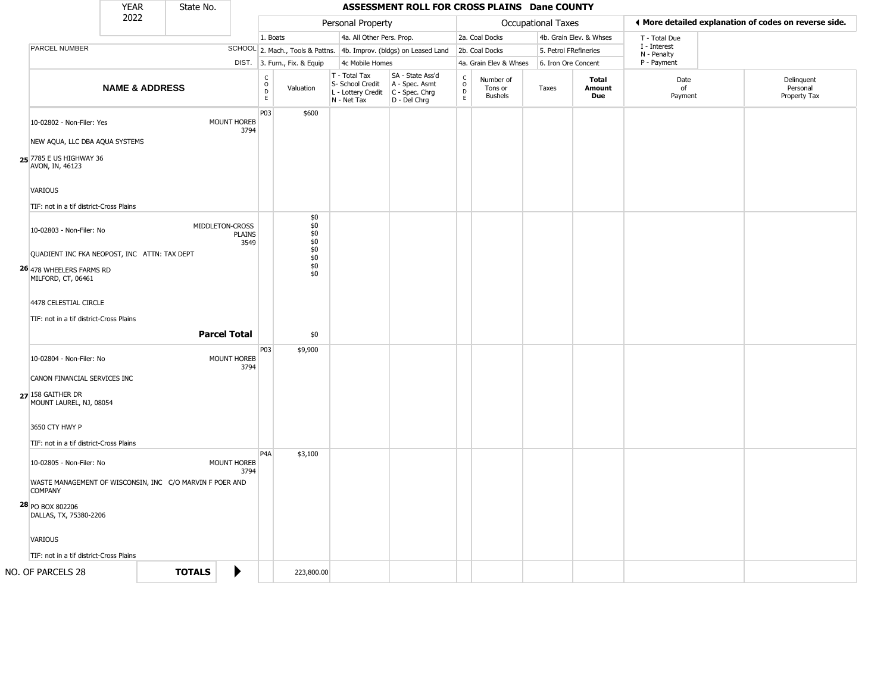| YEAR | State No. |
|---|---|
| 2022 | |

## ASSESSMENT ROLL FOR CROSS PLAINS Dane COUNTY

| Personal Property | | Occupational Taxes | | |
|---|---|---|---|---|
| 1. Boats | 4a. All Other Pers. Prop. | 2a. Coal Docks | 4b. Grain Elev. & Whses | T - Total Due |
| 2. Mach., Tools & Pattns. | 4b. Improv. (bldgs) on Leased Land | 2b. Coal Docks | 5. Petrol FRefineries | I - Interest |
| 3. Furn., Fix. & Equip | 4c Mobile Homes | 4a. Grain Elev & Whses | 6. Iron Ore Concent | N - Penalty |
| | | | | P - Payment |

◄ More detailed explanation of codes on reverse side.

| | PARCEL NUMBER / NAME & ADDRESS | SCHOOL DIST. | CODE | Valuation | T - Total Tax S- School Credit L - Lottery Credit N - Net Tax | SA - State Ass'd A - Spec. Asmt C - Spec. Chrg D - Del Chrg | CODE | Number of Tons or Bushels | Taxes | Total Amount Due | Date of Payment | Delinquent Personal Property Tax |
|---|---|---|---|---|---|---|---|---|---|---|---|---|
| 25 | 10-02802 - Non-Filer: Yes<br>NEW AQUA, LLC DBA AQUA SYSTEMS<br>7785 E US HIGHWAY 36<br>AVON, IN, 46123<br>VARIOUS<br>TIF: not in a tif district-Cross Plains | MOUNT HOREB 3794 | P03 | $600 | | | | | | | | |
| 26 | 10-02803 - Non-Filer: No<br>QUADIENT INC FKA NEOPOST, INC ATTN: TAX DEPT<br>478 WHEELERS FARMS RD<br>MILFORD, CT, 06461<br>4478 CELESTIAL CIRCLE<br>TIF: not in a tif district-Cross Plains | MIDDLETON-CROSS PLAINS 3549 | | $0<br>$0<br>$0<br>$0<br>$0<br>$0<br>$0<br>$0 | | | | | | | | |
| | **Parcel Total** | | | $0 | | | | | | | | |
| 27 | 10-02804 - Non-Filer: No<br>CANON FINANCIAL SERVICES INC<br>158 GAITHER DR<br>MOUNT LAUREL, NJ, 08054<br>3650 CTY HWY P<br>TIF: not in a tif district-Cross Plains | MOUNT HOREB 3794 | P03 | $9,900 | | | | | | | | |
| 28 | 10-02805 - Non-Filer: No<br>WASTE MANAGEMENT OF WISCONSIN, INC C/O MARVIN F POER AND COMPANY<br>PO BOX 802206<br>DALLAS, TX, 75380-2206<br>VARIOUS<br>TIF: not in a tif district-Cross Plains | MOUNT HOREB 3794 | P4A | $3,100 | | | | | | | | |
| | NO. OF PARCELS 28 | **TOTALS** | | 223,800.00 | | | | | | | | |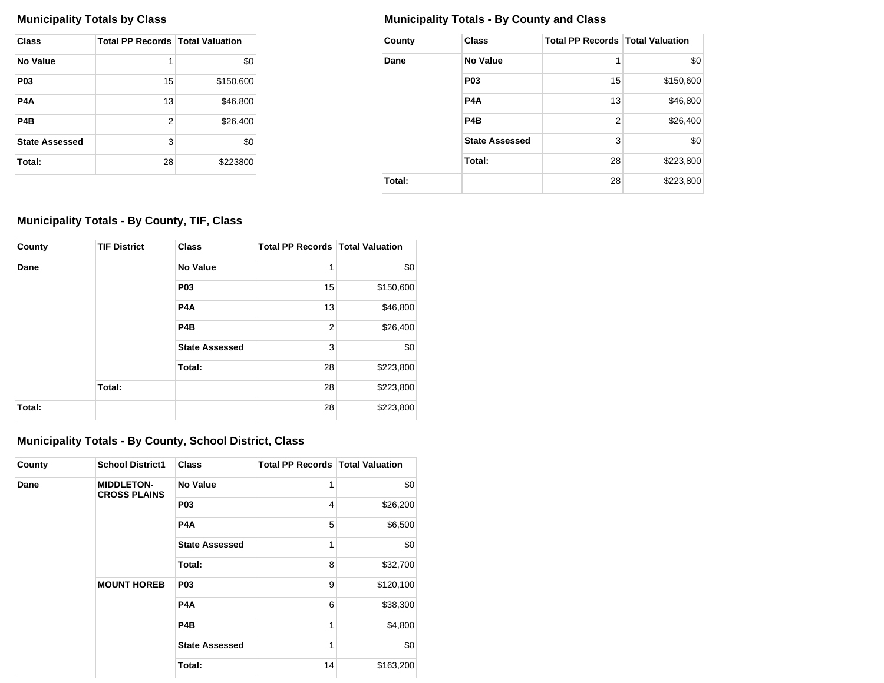### Municipality Totals by Class

| Class | Total PP Records | Total Valuation |
|---|---|---|
| **No Value** | 1 | $0 |
| **P03** | 15 | $150,600 |
| **P4A** | 13 | $46,800 |
| **P4B** | 2 | $26,400 |
| **State Assessed** | 3 | $0 |
| **Total:** | 28 | $223800 |

### Municipality Totals - By County and Class

| County | Class | Total PP Records | Total Valuation |
|---|---|---|---|
| **Dane** | **No Value** | 1 | $0 |
| | **P03** | 15 | $150,600 |
| | **P4A** | 13 | $46,800 |
| | **P4B** | 2 | $26,400 |
| | **State Assessed** | 3 | $0 |
| | **Total:** | 28 | $223,800 |
| **Total:** | | 28 | $223,800 |

### Municipality Totals - By County, TIF, Class

| County | TIF District | Class | Total PP Records | Total Valuation |
|---|---|---|---|---|
| **Dane** | | **No Value** | 1 | $0 |
| | | **P03** | 15 | $150,600 |
| | | **P4A** | 13 | $46,800 |
| | | **P4B** | 2 | $26,400 |
| | | **State Assessed** | 3 | $0 |
| | | **Total:** | 28 | $223,800 |
| | **Total:** | | 28 | $223,800 |
| **Total:** | | | 28 | $223,800 |

### Municipality Totals - By County, School District, Class

| County | School District1 | Class | Total PP Records | Total Valuation |
|---|---|---|---|---|
| **Dane** | **MIDDLETON-CROSS PLAINS** | **No Value** | 1 | $0 |
| | | **P03** | 4 | $26,200 |
| | | **P4A** | 5 | $6,500 |
| | | **State Assessed** | 1 | $0 |
| | | **Total:** | 8 | $32,700 |
| | **MOUNT HOREB** | **P03** | 9 | $120,100 |
| | | **P4A** | 6 | $38,300 |
| | | **P4B** | 1 | $4,800 |
| | | **State Assessed** | 1 | $0 |
| | | **Total:** | 14 | $163,200 |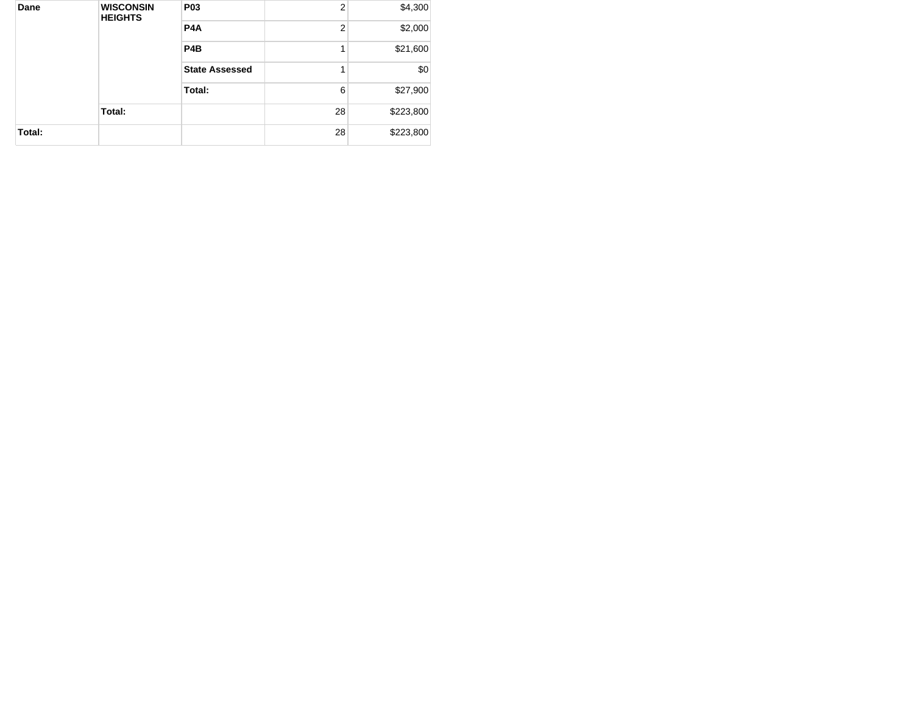| | | | | |
|---|---|---|---|---|
| **Dane** | **WISCONSIN HEIGHTS** | **P03** | 2 | $4,300 |
| | | **P4A** | 2 | $2,000 |
| | | **P4B** | 1 | $21,600 |
| | | **State Assessed** | 1 | $0 |
| | | **Total:** | 6 | $27,900 |
| | **Total:** | | 28 | $223,800 |
| **Total:** | | | 28 | $223,800 |